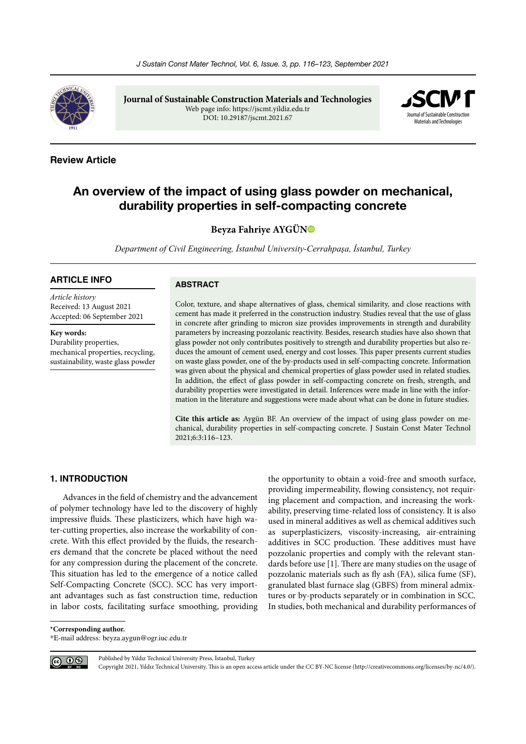Journal of Sustainable Construction Materials and Technologies
Web page info: https://jscmt.yildiz.edu.tr
DOI: 10.29187/jscmt.2021.67

**Review Article**

# An overview of the impact of using glass powder on mechanical, durability properties in self-compacting concrete

**Beyza Fahriye AYGÜN**

*Department of Civil Engineering, İstanbul University-Cerrahpaşa, İstanbul, Turkey*

## ARTICLE INFO

*Article history*
Received: 13 August 2021
Accepted: 06 September 2021

**Key words:**
Durability properties, mechanical properties, recycling, sustainability, waste glass powder

## ABSTRACT

Color, texture, and shape alternatives of glass, chemical similarity, and close reactions with cement has made it preferred in the construction industry. Studies reveal that the use of glass in concrete after grinding to micron size provides improvements in strength and durability parameters by increasing pozzolanic reactivity. Besides, research studies have also shown that glass powder not only contributes positively to strength and durability properties but also reduces the amount of cement used, energy and cost losses. This paper presents current studies on waste glass powder, one of the by-products used in self-compacting concrete. Information was given about the physical and chemical properties of glass powder used in related studies. In addition, the effect of glass powder in self-compacting concrete on fresh, strength, and durability properties were investigated in detail. Inferences were made in line with the information in the literature and suggestions were made about what can be done in future studies.

**Cite this article as:** Aygün BF. An overview of the impact of using glass powder on mechanical, durability properties in self-compacting concrete. J Sustain Const Mater Technol 2021;6:3:116–123.

## 1. INTRODUCTION

Advances in the field of chemistry and the advancement of polymer technology have led to the discovery of highly impressive fluids. These plasticizers, which have high water-cutting properties, also increase the workability of concrete. With this effect provided by the fluids, the researchers demand that the concrete be placed without the need for any compression during the placement of the concrete. This situation has led to the emergence of a notice called Self-Compacting Concrete (SCC). SCC has very important advantages such as fast construction time, reduction in labor costs, facilitating surface smoothing, providing the opportunity to obtain a void-free and smooth surface, providing impermeability, flowing consistency, not requiring placement and compaction, and increasing the workability, preserving time-related loss of consistency. It is also used in mineral additives as well as chemical additives such as superplasticizers, viscosity-increasing, air-entraining additives in SCC production. These additives must have pozzolanic properties and comply with the relevant standards before use [1]. There are many studies on the usage of pozzolanic materials such as fly ash (FA), silica fume (SF), granulated blast furnace slag (GBFS) from mineral admixtures or by-products separately or in combination in SCC. In studies, both mechanical and durability performances of

*Corresponding author.
*E-mail address: beyza.aygun@ogr.iuc.edu.tr

Published by Yıldız Technical University Press, İstanbul, Turkey
Copyright 2021, Yıldız Technical University. This is an open access article under the CC BY-NC license (http://creativecommons.org/licenses/by-nc/4.0/).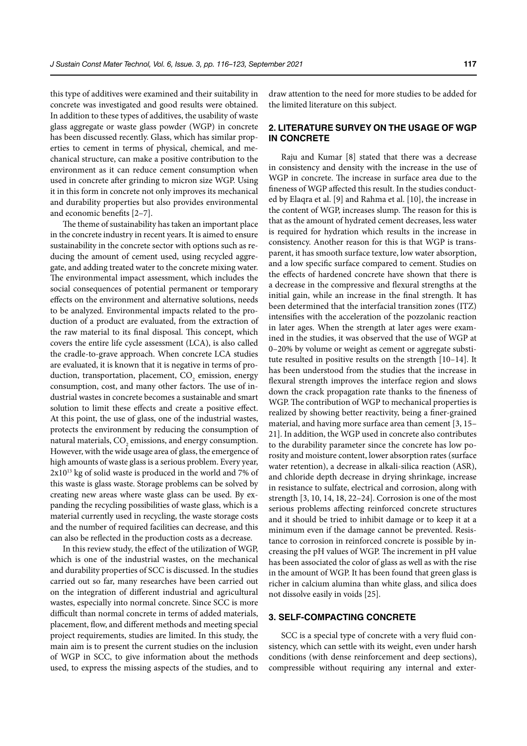this type of additives were examined and their suitability in concrete was investigated and good results were obtained. In addition to these types of additives, the usability of waste glass aggregate or waste glass powder (WGP) in concrete has been discussed recently. Glass, which has similar properties to cement in terms of physical, chemical, and mechanical structure, can make a positive contribution to the environment as it can reduce cement consumption when used in concrete after grinding to micron size WGP. Using it in this form in concrete not only improves its mechanical and durability properties but also provides environmental and economic benefits [2–7].

The theme of sustainability has taken an important place in the concrete industry in recent years. It is aimed to ensure sustainability in the concrete sector with options such as reducing the amount of cement used, using recycled aggregate, and adding treated water to the concrete mixing water. The environmental impact assessment, which includes the social consequences of potential permanent or temporary effects on the environment and alternative solutions, needs to be analyzed. Environmental impacts related to the production of a product are evaluated, from the extraction of the raw material to its final disposal. This concept, which covers the entire life cycle assessment (LCA), is also called the cradle-to-grave approach. When concrete LCA studies are evaluated, it is known that it is negative in terms of production, transportation, placement, $CO_2$ emission, energy consumption, cost, and many other factors. The use of industrial wastes in concrete becomes a sustainable and smart solution to limit these effects and create a positive effect. At this point, the use of glass, one of the industrial wastes, protects the environment by reducing the consumption of natural materials, $CO_2$ emissions, and energy consumption. However, with the wide usage area of glass, the emergence of high amounts of waste glass is a serious problem. Every year, $2x10^{13}$ kg of solid waste is produced in the world and 7% of this waste is glass waste. Storage problems can be solved by creating new areas where waste glass can be used. By expanding the recycling possibilities of waste glass, which is a material currently used in recycling, the waste storage costs and the number of required facilities can decrease, and this can also be reflected in the production costs as a decrease.

In this review study, the effect of the utilization of WGP, which is one of the industrial wastes, on the mechanical and durability properties of SCC is discussed. In the studies carried out so far, many researches have been carried out on the integration of different industrial and agricultural wastes, especially into normal concrete. Since SCC is more difficult than normal concrete in terms of added materials, placement, flow, and different methods and meeting special project requirements, studies are limited. In this study, the main aim is to present the current studies on the inclusion of WGP in SCC, to give information about the methods used, to express the missing aspects of the studies, and to draw attention to the need for more studies to be added for the limited literature on this subject.

## 2. LITERATURE SURVEY ON THE USAGE OF WGP IN CONCRETE

Raju and Kumar [8] stated that there was a decrease in consistency and density with the increase in the use of WGP in concrete. The increase in surface area due to the fineness of WGP affected this result. In the studies conducted by Elaqra et al. [9] and Rahma et al. [10], the increase in the content of WGP, increases slump. The reason for this is that as the amount of hydrated cement decreases, less water is required for hydration which results in the increase in consistency. Another reason for this is that WGP is transparent, it has smooth surface texture, low water absorption, and a low specific surface compared to cement. Studies on the effects of hardened concrete have shown that there is a decrease in the compressive and flexural strengths at the initial gain, while an increase in the final strength. It has been determined that the interfacial transition zones (ITZ) intensifies with the acceleration of the pozzolanic reaction in later ages. When the strength at later ages were examined in the studies, it was observed that the use of WGP at 0–20% by volume or weight as cement or aggregate substitute resulted in positive results on the strength [10–14]. It has been understood from the studies that the increase in flexural strength improves the interface region and slows down the crack propagation rate thanks to the fineness of WGP. The contribution of WGP to mechanical properties is realized by showing better reactivity, being a finer-grained material, and having more surface area than cement [3, 15–21]. In addition, the WGP used in concrete also contributes to the durability parameter since the concrete has low porosity and moisture content, lower absorption rates (surface water retention), a decrease in alkali-silica reaction (ASR), and chloride depth decrease in drying shrinkage, increase in resistance to sulfate, electrical and corrosion, along with strength [3, 10, 14, 18, 22–24]. Corrosion is one of the most serious problems affecting reinforced concrete structures and it should be tried to inhibit damage or to keep it at a minimum even if the damage cannot be prevented. Resistance to corrosion in reinforced concrete is possible by increasing the pH values of WGP. The increment in pH value has been associated the color of glass as well as with the rise in the amount of WGP. It has been found that green glass is richer in calcium alumina than white glass, and silica does not dissolve easily in voids [25].

## 3. SELF-COMPACTING CONCRETE

SCC is a special type of concrete with a very fluid consistency, which can settle with its weight, even under harsh conditions (with dense reinforcement and deep sections), compressible without requiring any internal and exter-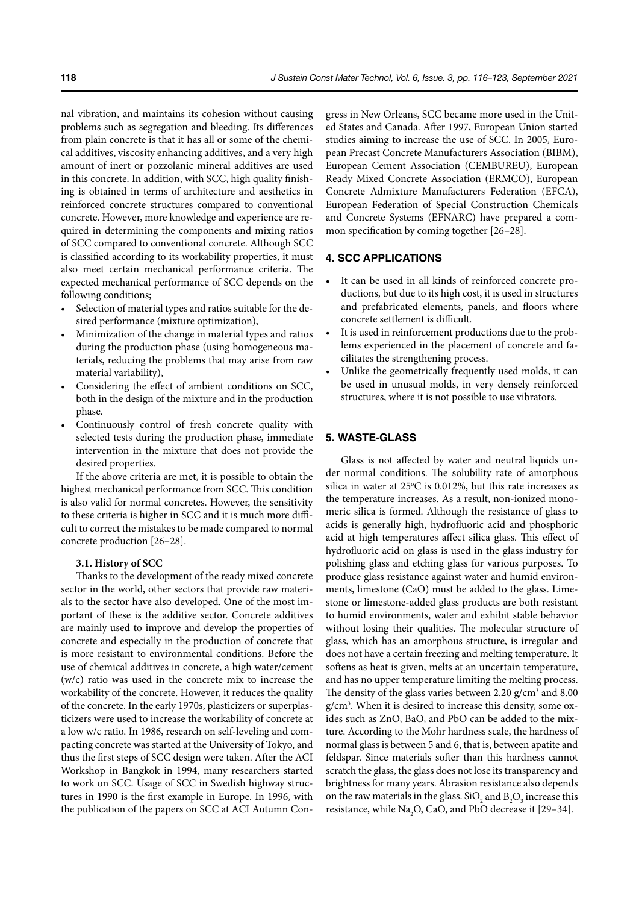nal vibration, and maintains its cohesion without causing problems such as segregation and bleeding. Its differences from plain concrete is that it has all or some of the chemical additives, viscosity enhancing additives, and a very high amount of inert or pozzolanic mineral additives are used in this concrete. In addition, with SCC, high quality finishing is obtained in terms of architecture and aesthetics in reinforced concrete structures compared to conventional concrete. However, more knowledge and experience are required in determining the components and mixing ratios of SCC compared to conventional concrete. Although SCC is classified according to its workability properties, it must also meet certain mechanical performance criteria. The expected mechanical performance of SCC depends on the following conditions;

- Selection of material types and ratios suitable for the desired performance (mixture optimization),
- Minimization of the change in material types and ratios during the production phase (using homogeneous materials, reducing the problems that may arise from raw material variability),
- Considering the effect of ambient conditions on SCC, both in the design of the mixture and in the production phase.
- Continuously control of fresh concrete quality with selected tests during the production phase, immediate intervention in the mixture that does not provide the desired properties.

If the above criteria are met, it is possible to obtain the highest mechanical performance from SCC. This condition is also valid for normal concretes. However, the sensitivity to these criteria is higher in SCC and it is much more difficult to correct the mistakes to be made compared to normal concrete production [26–28].

### 3.1. History of SCC

Thanks to the development of the ready mixed concrete sector in the world, other sectors that provide raw materials to the sector have also developed. One of the most important of these is the additive sector. Concrete additives are mainly used to improve and develop the properties of concrete and especially in the production of concrete that is more resistant to environmental conditions. Before the use of chemical additives in concrete, a high water/cement (w/c) ratio was used in the concrete mix to increase the workability of the concrete. However, it reduces the quality of the concrete. In the early 1970s, plasticizers or superplasticizers were used to increase the workability of concrete at a low w/c ratio. In 1986, research on self-leveling and compacting concrete was started at the University of Tokyo, and thus the first steps of SCC design were taken. After the ACI Workshop in Bangkok in 1994, many researchers started to work on SCC. Usage of SCC in Swedish highway structures in 1990 is the first example in Europe. In 1996, with the publication of the papers on SCC at ACI Autumn Congress in New Orleans, SCC became more used in the United States and Canada. After 1997, European Union started studies aiming to increase the use of SCC. In 2005, European Precast Concrete Manufacturers Association (BIBM), European Cement Association (CEMBUREU), European Ready Mixed Concrete Association (ERMCO), European Concrete Admixture Manufacturers Federation (EFCA), European Federation of Special Construction Chemicals and Concrete Systems (EFNARC) have prepared a common specification by coming together [26–28].

## 4. SCC APPLICATIONS

- It can be used in all kinds of reinforced concrete productions, but due to its high cost, it is used in structures and prefabricated elements, panels, and floors where concrete settlement is difficult.
- It is used in reinforcement productions due to the problems experienced in the placement of concrete and facilitates the strengthening process.
- Unlike the geometrically frequently used molds, it can be used in unusual molds, in very densely reinforced structures, where it is not possible to use vibrators.

## 5. WASTE-GLASS

Glass is not affected by water and neutral liquids under normal conditions. The solubility rate of amorphous silica in water at 25°C is 0.012%, but this rate increases as the temperature increases. As a result, non-ionized monomeric silica is formed. Although the resistance of glass to acids is generally high, hydrofluoric acid and phosphoric acid at high temperatures affect silica glass. This effect of hydrofluoric acid on glass is used in the glass industry for polishing glass and etching glass for various purposes. To produce glass resistance against water and humid environments, limestone (CaO) must be added to the glass. Limestone or limestone-added glass products are both resistant to humid environments, water and exhibit stable behavior without losing their qualities. The molecular structure of glass, which has an amorphous structure, is irregular and does not have a certain freezing and melting temperature. It softens as heat is given, melts at an uncertain temperature, and has no upper temperature limiting the melting process. The density of the glass varies between 2.20 g/cm$^3$ and 8.00 g/cm$^3$. When it is desired to increase this density, some oxides such as ZnO, BaO, and PbO can be added to the mixture. According to the Mohr hardness scale, the hardness of normal glass is between 5 and 6, that is, between apatite and feldspar. Since materials softer than this hardness cannot scratch the glass, the glass does not lose its transparency and brightness for many years. Abrasion resistance also depends on the raw materials in the glass. $SiO_2$ and $B_2O_3$ increase this resistance, while $Na_2O$, CaO, and PbO decrease it [29–34].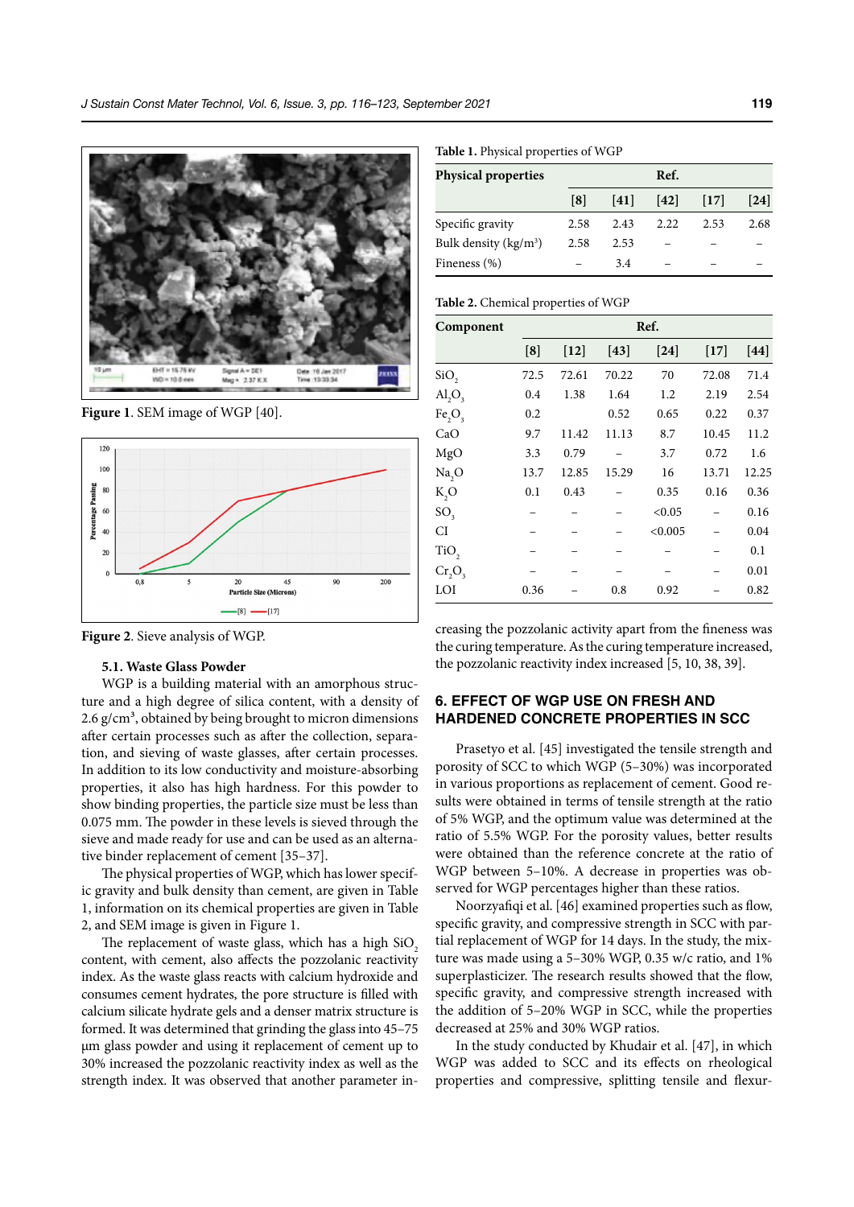Figure 1. SEM image of WGP [40].

Figure 2. Sieve analysis of WGP.

### 5.1. Waste Glass Powder

WGP is a building material with an amorphous structure and a high degree of silica content, with a density of 2.6 g/cm$^3$, obtained by being brought to micron dimensions after certain processes such as after the collection, separation, and sieving of waste glasses, after certain processes. In addition to its low conductivity and moisture-absorbing properties, it also has high hardness. For this powder to show binding properties, the particle size must be less than 0.075 mm. The powder in these levels is sieved through the sieve and made ready for use and can be used as an alternative binder replacement of cement [35–37].

The physical properties of WGP, which has lower specific gravity and bulk density than cement, are given in Table 1, information on its chemical properties are given in Table 2, and SEM image is given in Figure 1.

The replacement of waste glass, which has a high $SiO_2$ content, with cement, also affects the pozzolanic reactivity index. As the waste glass reacts with calcium hydroxide and consumes cement hydrates, the pore structure is filled with calcium silicate hydrate gels and a denser matrix structure is formed. It was determined that grinding the glass into 45–75 µm glass powder and using it replacement of cement up to 30% increased the pozzolanic reactivity index as well as the strength index. It was observed that another parameter increasing the pozzolanic activity apart from the fineness was the curing temperature. As the curing temperature increased, the pozzolanic reactivity index increased [5, 10, 38, 39].

**Table 1.** Physical properties of WGP

| Physical properties | Ref. | | | | |
|---|---|---|---|---|---|
| | [8] | [41] | [42] | [17] | [24] |
| Specific gravity | 2.58 | 2.43 | 2.22 | 2.53 | 2.68 |
| Bulk density (kg/m$^3$) | 2.58 | 2.53 | – | – | – |
| Fineness (%) | – | 3.4 | – | – | – |

**Table 2.** Chemical properties of WGP

| Component | Ref. | | | | | |
|---|---|---|---|---|---|---|
| | [8] | [12] | [43] | [24] | [17] | [44] |
| $SiO_2$ | 72.5 | 72.61 | 70.22 | 70 | 72.08 | 71.4 |
| $Al_2O_3$ | 0.4 | 1.38 | 1.64 | 1.2 | 2.19 | 2.54 |
| $Fe_2O_3$ | 0.2 | | 0.52 | 0.65 | 0.22 | 0.37 |
| CaO | 9.7 | 11.42 | 11.13 | 8.7 | 10.45 | 11.2 |
| MgO | 3.3 | 0.79 | – | 3.7 | 0.72 | 1.6 |
| $Na_2O$ | 13.7 | 12.85 | 15.29 | 16 | 13.71 | 12.25 |
| $K_2O$ | 0.1 | 0.43 | – | 0.35 | 0.16 | 0.36 |
| $SO_3$ | – | – | – | <0.05 | – | 0.16 |
| CI | – | – | – | <0.005 | – | 0.04 |
| $TiO_2$ | – | – | – | – | – | 0.1 |
| $Cr_2O_3$ | – | – | – | – | – | 0.01 |
| LOI | 0.36 | – | 0.8 | 0.92 | – | 0.82 |

## 6. EFFECT OF WGP USE ON FRESH AND HARDENED CONCRETE PROPERTIES IN SCC

Prasetyo et al. [45] investigated the tensile strength and porosity of SCC to which WGP (5–30%) was incorporated in various proportions as replacement of cement. Good results were obtained in terms of tensile strength at the ratio of 5% WGP, and the optimum value was determined at the ratio of 5.5% WGP. For the porosity values, better results were obtained than the reference concrete at the ratio of WGP between 5–10%. A decrease in properties was observed for WGP percentages higher than these ratios.

Noorzyafiqi et al. [46] examined properties such as flow, specific gravity, and compressive strength in SCC with partial replacement of WGP for 14 days. In the study, the mixture was made using a 5–30% WGP, 0.35 w/c ratio, and 1% superplasticizer. The research results showed that the flow, specific gravity, and compressive strength increased with the addition of 5–20% WGP in SCC, while the properties decreased at 25% and 30% WGP ratios.

In the study conducted by Khudair et al. [47], in which WGP was added to SCC and its effects on rheological properties and compressive, splitting tensile and flexur-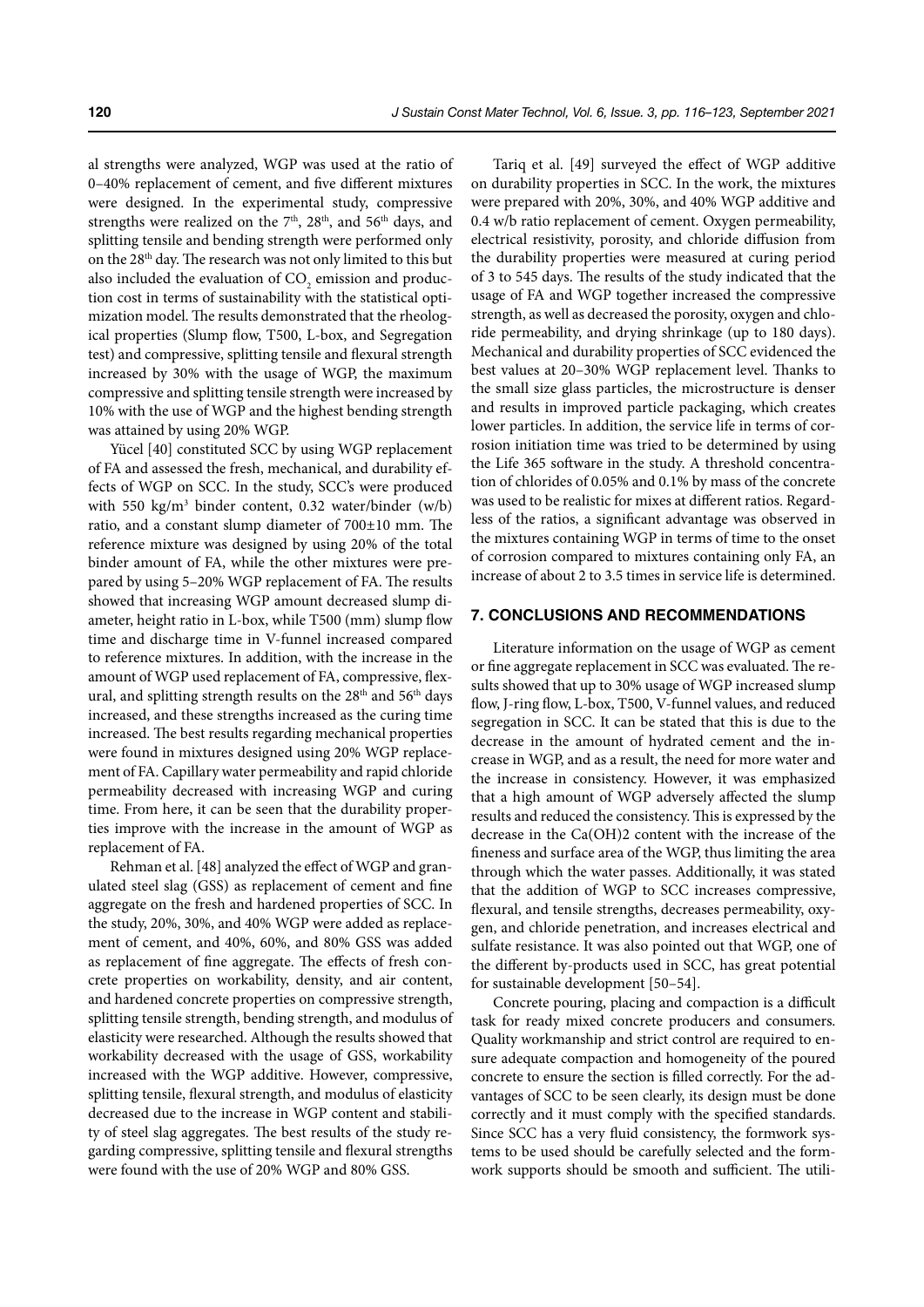al strengths were analyzed, WGP was used at the ratio of 0–40% replacement of cement, and five different mixtures were designed. In the experimental study, compressive strengths were realized on the 7th, 28th, and 56th days, and splitting tensile and bending strength were performed only on the 28th day. The research was not only limited to this but also included the evaluation of $CO_2$ emission and production cost in terms of sustainability with the statistical optimization model. The results demonstrated that the rheological properties (Slump flow, T500, L-box, and Segregation test) and compressive, splitting tensile and flexural strength increased by 30% with the usage of WGP, the maximum compressive and splitting tensile strength were increased by 10% with the use of WGP and the highest bending strength was attained by using 20% WGP.

Yücel [40] constituted SCC by using WGP replacement of FA and assessed the fresh, mechanical, and durability effects of WGP on SCC. In the study, SCC's were produced with 550 kg/m$^3$ binder content, 0.32 water/binder (w/b) ratio, and a constant slump diameter of 700±10 mm. The reference mixture was designed by using 20% of the total binder amount of FA, while the other mixtures were prepared by using 5–20% WGP replacement of FA. The results showed that increasing WGP amount decreased slump diameter, height ratio in L-box, while T500 (mm) slump flow time and discharge time in V-funnel increased compared to reference mixtures. In addition, with the increase in the amount of WGP used replacement of FA, compressive, flexural, and splitting strength results on the 28th and 56th days increased, and these strengths increased as the curing time increased. The best results regarding mechanical properties were found in mixtures designed using 20% WGP replacement of FA. Capillary water permeability and rapid chloride permeability decreased with increasing WGP and curing time. From here, it can be seen that the durability properties improve with the increase in the amount of WGP as replacement of FA.

Rehman et al. [48] analyzed the effect of WGP and granulated steel slag (GSS) as replacement of cement and fine aggregate on the fresh and hardened properties of SCC. In the study, 20%, 30%, and 40% WGP were added as replacement of cement, and 40%, 60%, and 80% GSS was added as replacement of fine aggregate. The effects of fresh concrete properties on workability, density, and air content, and hardened concrete properties on compressive strength, splitting tensile strength, bending strength, and modulus of elasticity were researched. Although the results showed that workability decreased with the usage of GSS, workability increased with the WGP additive. However, compressive, splitting tensile, flexural strength, and modulus of elasticity decreased due to the increase in WGP content and stability of steel slag aggregates. The best results of the study regarding compressive, splitting tensile and flexural strengths were found with the use of 20% WGP and 80% GSS.

Tariq et al. [49] surveyed the effect of WGP additive on durability properties in SCC. In the work, the mixtures were prepared with 20%, 30%, and 40% WGP additive and 0.4 w/b ratio replacement of cement. Oxygen permeability, electrical resistivity, porosity, and chloride diffusion from the durability properties were measured at curing period of 3 to 545 days. The results of the study indicated that the usage of FA and WGP together increased the compressive strength, as well as decreased the porosity, oxygen and chloride permeability, and drying shrinkage (up to 180 days). Mechanical and durability properties of SCC evidenced the best values at 20–30% WGP replacement level. Thanks to the small size glass particles, the microstructure is denser and results in improved particle packaging, which creates lower particles. In addition, the service life in terms of corrosion initiation time was tried to be determined by using the Life 365 software in the study. A threshold concentration of chlorides of 0.05% and 0.1% by mass of the concrete was used to be realistic for mixes at different ratios. Regardless of the ratios, a significant advantage was observed in the mixtures containing WGP in terms of time to the onset of corrosion compared to mixtures containing only FA, an increase of about 2 to 3.5 times in service life is determined.

## 7. CONCLUSIONS AND RECOMMENDATIONS

Literature information on the usage of WGP as cement or fine aggregate replacement in SCC was evaluated. The results showed that up to 30% usage of WGP increased slump flow, J-ring flow, L-box, T500, V-funnel values, and reduced segregation in SCC. It can be stated that this is due to the decrease in the amount of hydrated cement and the increase in WGP, and as a result, the need for more water and the increase in consistency. However, it was emphasized that a high amount of WGP adversely affected the slump results and reduced the consistency. This is expressed by the decrease in the $Ca(OH)2$ content with the increase of the fineness and surface area of the WGP, thus limiting the area through which the water passes. Additionally, it was stated that the addition of WGP to SCC increases compressive, flexural, and tensile strengths, decreases permeability, oxygen, and chloride penetration, and increases electrical and sulfate resistance. It was also pointed out that WGP, one of the different by-products used in SCC, has great potential for sustainable development [50–54].

Concrete pouring, placing and compaction is a difficult task for ready mixed concrete producers and consumers. Quality workmanship and strict control are required to ensure adequate compaction and homogeneity of the poured concrete to ensure the section is filled correctly. For the advantages of SCC to be seen clearly, its design must be done correctly and it must comply with the specified standards. Since SCC has a very fluid consistency, the formwork systems to be used should be carefully selected and the formwork supports should be smooth and sufficient. The utili-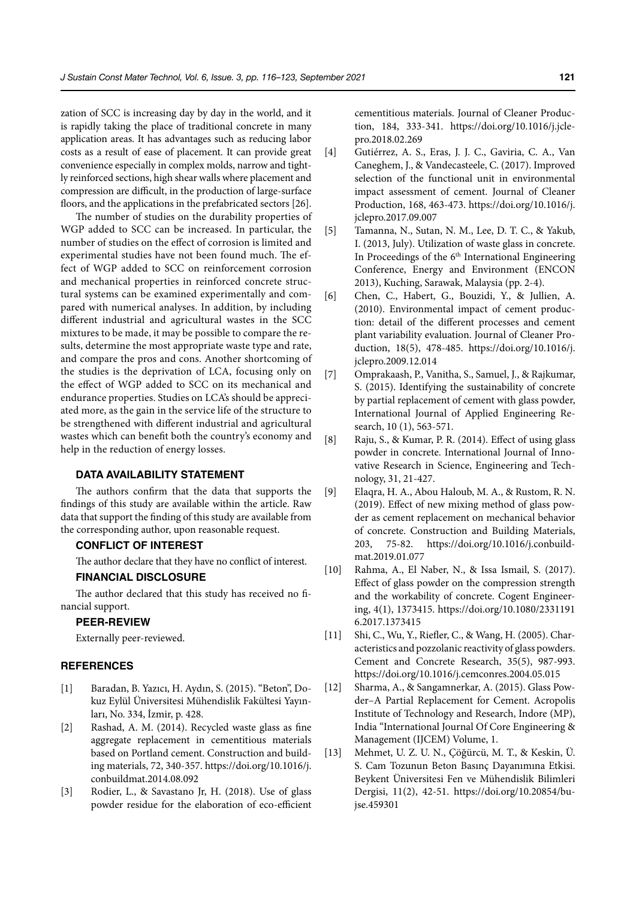zation of SCC is increasing day by day in the world, and it is rapidly taking the place of traditional concrete in many application areas. It has advantages such as reducing labor costs as a result of ease of placement. It can provide great convenience especially in complex molds, narrow and tightly reinforced sections, high shear walls where placement and compression are difficult, in the production of large-surface floors, and the applications in the prefabricated sectors [26].

The number of studies on the durability properties of WGP added to SCC can be increased. In particular, the number of studies on the effect of corrosion is limited and experimental studies have not been found much. The effect of WGP added to SCC on reinforcement corrosion and mechanical properties in reinforced concrete structural systems can be examined experimentally and compared with numerical analyses. In addition, by including different industrial and agricultural wastes in the SCC mixtures to be made, it may be possible to compare the results, determine the most appropriate waste type and rate, and compare the pros and cons. Another shortcoming of the studies is the deprivation of LCA, focusing only on the effect of WGP added to SCC on its mechanical and endurance properties. Studies on LCA's should be appreciated more, as the gain in the service life of the structure to be strengthened with different industrial and agricultural wastes which can benefit both the country's economy and help in the reduction of energy losses.

## DATA AVAILABILITY STATEMENT

The authors confirm that the data that supports the findings of this study are available within the article. Raw data that support the finding of this study are available from the corresponding author, upon reasonable request.

## CONFLICT OF INTEREST

The author declare that they have no conflict of interest.

## FINANCIAL DISCLOSURE

The author declared that this study has received no financial support.

## PEER-REVIEW

Externally peer-reviewed.

## REFERENCES

[1] Baradan, B. Yazıcı, H. Aydın, S. (2015). "Beton", Dokuz Eylül Üniversitesi Mühendislik Fakültesi Yayınları, No. 334, İzmir, p. 428.

[2] Rashad, A. M. (2014). Recycled waste glass as fine aggregate replacement in cementitious materials based on Portland cement. Construction and building materials, 72, 340-357. https://doi.org/10.1016/j.conbuildmat.2014.08.092

[3] Rodier, L., & Savastano Jr, H. (2018). Use of glass powder residue for the elaboration of eco-efficient cementitious materials. Journal of Cleaner Production, 184, 333-341. https://doi.org/10.1016/j.jclepro.2018.02.269

[4] Gutiérrez, A. S., Eras, J. J. C., Gaviria, C. A., Van Caneghem, J., & Vandecasteele, C. (2017). Improved selection of the functional unit in environmental impact assessment of cement. Journal of Cleaner Production, 168, 463-473. https://doi.org/10.1016/j.jclepro.2017.09.007

[5] Tamanna, N., Sutan, N. M., Lee, D. T. C., & Yakub, I. (2013, July). Utilization of waste glass in concrete. In Proceedings of the 6th International Engineering Conference, Energy and Environment (ENCON 2013), Kuching, Sarawak, Malaysia (pp. 2-4).

[6] Chen, C., Habert, G., Bouzidi, Y., & Jullien, A. (2010). Environmental impact of cement production: detail of the different processes and cement plant variability evaluation. Journal of Cleaner Production, 18(5), 478-485. https://doi.org/10.1016/j.jclepro.2009.12.014

[7] Omprakaash, P., Vanitha, S., Samuel, J., & Rajkumar, S. (2015). Identifying the sustainability of concrete by partial replacement of cement with glass powder, International Journal of Applied Engineering Research, 10 (1), 563-571.

[8] Raju, S., & Kumar, P. R. (2014). Effect of using glass powder in concrete. International Journal of Innovative Research in Science, Engineering and Technology, 31, 21-427.

[9] Elaqra, H. A., Abou Haloub, M. A., & Rustom, R. N. (2019). Effect of new mixing method of glass powder as cement replacement on mechanical behavior of concrete. Construction and Building Materials, 203, 75-82. https://doi.org/10.1016/j.conbuildmat.2019.01.077

[10] Rahma, A., El Naber, N., & Issa Ismail, S. (2017). Effect of glass powder on the compression strength and the workability of concrete. Cogent Engineering, 4(1), 1373415. https://doi.org/10.1080/23311916.2017.1373415

[11] Shi, C., Wu, Y., Riefler, C., & Wang, H. (2005). Characteristics and pozzolanic reactivity of glass powders. Cement and Concrete Research, 35(5), 987-993. https://doi.org/10.1016/j.cemconres.2004.05.015

[12] Sharma, A., & Sangamnerkar, A. (2015). Glass Powder–A Partial Replacement for Cement. Acropolis Institute of Technology and Research, Indore (MP), India "International Journal Of Core Engineering & Management (IJCEM) Volume, 1.

[13] Mehmet, U. Z. U. N., Çöğürcü, M. T., & Keskin, Ü. S. Cam Tozunun Beton Basınç Dayanımına Etkisi. Beykent Üniversitesi Fen ve Mühendislik Bilimleri Dergisi, 11(2), 42-51. https://doi.org/10.20854/bujse.459301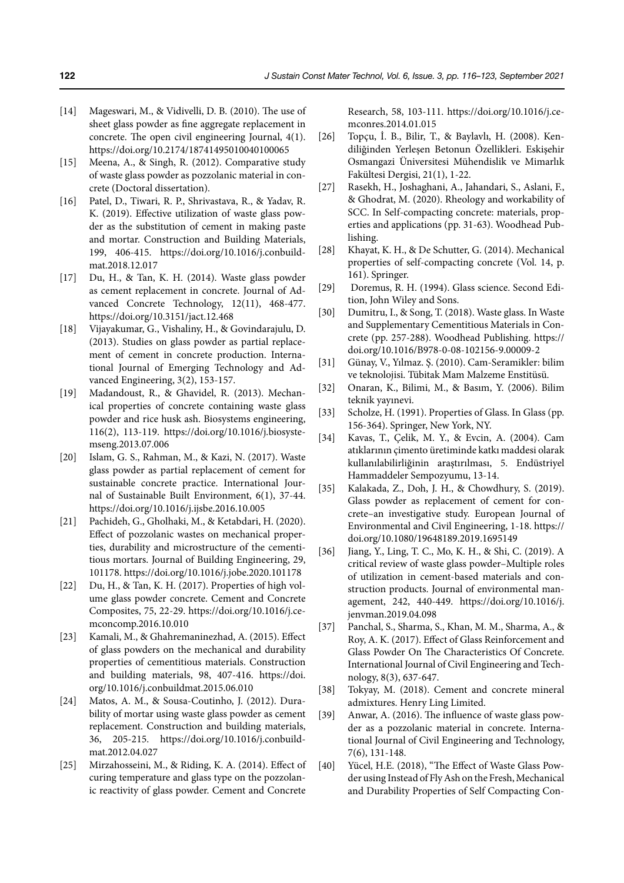[14] Mageswari, M., & Vidivelli, D. B. (2010). The use of sheet glass powder as fine aggregate replacement in concrete. The open civil engineering Journal, 4(1). https://doi.org/10.2174/1874149501004010006​5

[15] Meena, A., & Singh, R. (2012). Comparative study of waste glass powder as pozzolanic material in concrete (Doctoral dissertation).

[16] Patel, D., Tiwari, R. P., Shrivastava, R., & Yadav, R. K. (2019). Effective utilization of waste glass powder as the substitution of cement in making paste and mortar. Construction and Building Materials, 199, 406-415. https://doi.org/10.1016/j.conbuildmat.2018.12.017

[17] Du, H., & Tan, K. H. (2014). Waste glass powder as cement replacement in concrete. Journal of Advanced Concrete Technology, 12(11), 468-477. https://doi.org/10.3151/jact.12.468

[18] Vijayakumar, G., Vishaliny, H., & Govindarajulu, D. (2013). Studies on glass powder as partial replacement of cement in concrete production. International Journal of Emerging Technology and Advanced Engineering, 3(2), 153-157.

[19] Madandoust, R., & Ghavidel, R. (2013). Mechanical properties of concrete containing waste glass powder and rice husk ash. Biosystems engineering, 116(2), 113-119. https://doi.org/10.1016/j.biosystemseng.2013.07.006

[20] Islam, G. S., Rahman, M., & Kazi, N. (2017). Waste glass powder as partial replacement of cement for sustainable concrete practice. International Journal of Sustainable Built Environment, 6(1), 37-44. https://doi.org/10.1016/j.ijsbe.2016.10.005

[21] Pachideh, G., Gholhaki, M., & Ketabdari, H. (2020). Effect of pozzolanic wastes on mechanical properties, durability and microstructure of the cementitious mortars. Journal of Building Engineering, 29, 101178. https://doi.org/10.1016/j.jobe.2020.101178

[22] Du, H., & Tan, K. H. (2017). Properties of high volume glass powder concrete. Cement and Concrete Composites, 75, 22-29. https://doi.org/10.1016/j.cemconcomp.2016.10.010

[23] Kamali, M., & Ghahremaninezhad, A. (2015). Effect of glass powders on the mechanical and durability properties of cementitious materials. Construction and building materials, 98, 407-416. https://doi.org/10.1016/j.conbuildmat.2015.06.010

[24] Matos, A. M., & Sousa-Coutinho, J. (2012). Durability of mortar using waste glass powder as cement replacement. Construction and building materials, 36, 205-215. https://doi.org/10.1016/j.conbuildmat.2012.04.027

[25] Mirzahosseini, M., & Riding, K. A. (2014). Effect of curing temperature and glass type on the pozzolanic reactivity of glass powder. Cement and Concrete Research, 58, 103-111. https://doi.org/10.1016/j.cemconres.2014.01.015

[26] Topçu, İ. B., Bilir, T., & Baylavlı, H. (2008). Kendiliğinden Yerleşen Betonun Özellikleri. Eskişehir Osmangazi Üniversitesi Mühendislik ve Mimarlık Fakültesi Dergisi, 21(1), 1-22.

[27] Rasekh, H., Joshaghani, A., Jahandari, S., Aslani, F., & Ghodrat, M. (2020). Rheology and workability of SCC. In Self-compacting concrete: materials, properties and applications (pp. 31-63). Woodhead Publishing.

[28] Khayat, K. H., & De Schutter, G. (2014). Mechanical properties of self-compacting concrete (Vol. 14, p. 161). Springer.

[29] Doremus, R. H. (1994). Glass science. Second Edition, John Wiley and Sons.

[30] Dumitru, I., & Song, T. (2018). Waste glass. In Waste and Supplementary Cementitious Materials in Concrete (pp. 257-288). Woodhead Publishing. https://doi.org/10.1016/B978-0-08-102156-9.00009-2

[31] Günay, V., Yılmaz. Ş. (2010). Cam-Seramikler: bilim ve teknolojisi. Tübitak Mam Malzeme Enstitüsü.

[32] Onaran, K., Bilimi, M., & Basım, Y. (2006). Bilim teknik yayınevi.

[33] Scholze, H. (1991). Properties of Glass. In Glass (pp. 156-364). Springer, New York, NY.

[34] Kavas, T., Çelik, M. Y., & Evcin, A. (2004). Cam atıklarının çimento üretiminde katkı maddesi olarak kullanılabilirliğinin araştırılması, 5. Endüstriyel Hammaddeler Sempozyumu, 13-14.

[35] Kalakada, Z., Doh, J. H., & Chowdhury, S. (2019). Glass powder as replacement of cement for concrete–an investigative study. European Journal of Environmental and Civil Engineering, 1-18. https://doi.org/10.1080/19648189.2019.1695149

[36] Jiang, Y., Ling, T. C., Mo, K. H., & Shi, C. (2019). A critical review of waste glass powder–Multiple roles of utilization in cement-based materials and construction products. Journal of environmental management, 242, 440-449. https://doi.org/10.1016/j.jenvman.2019.04.098

[37] Panchal, S., Sharma, S., Khan, M. M., Sharma, A., & Roy, A. K. (2017). Effect of Glass Reinforcement and Glass Powder On The Characteristics Of Concrete. International Journal of Civil Engineering and Technology, 8(3), 637-647.

[38] Tokyay, M. (2018). Cement and concrete mineral admixtures. Henry Ling Limited.

[39] Anwar, A. (2016). The influence of waste glass powder as a pozzolanic material in concrete. International Journal of Civil Engineering and Technology, 7(6), 131-148.

[40] Yücel, H.E. (2018), "The Effect of Waste Glass Powder using Instead of Fly Ash on the Fresh, Mechanical and Durability Properties of Self Compacting Con-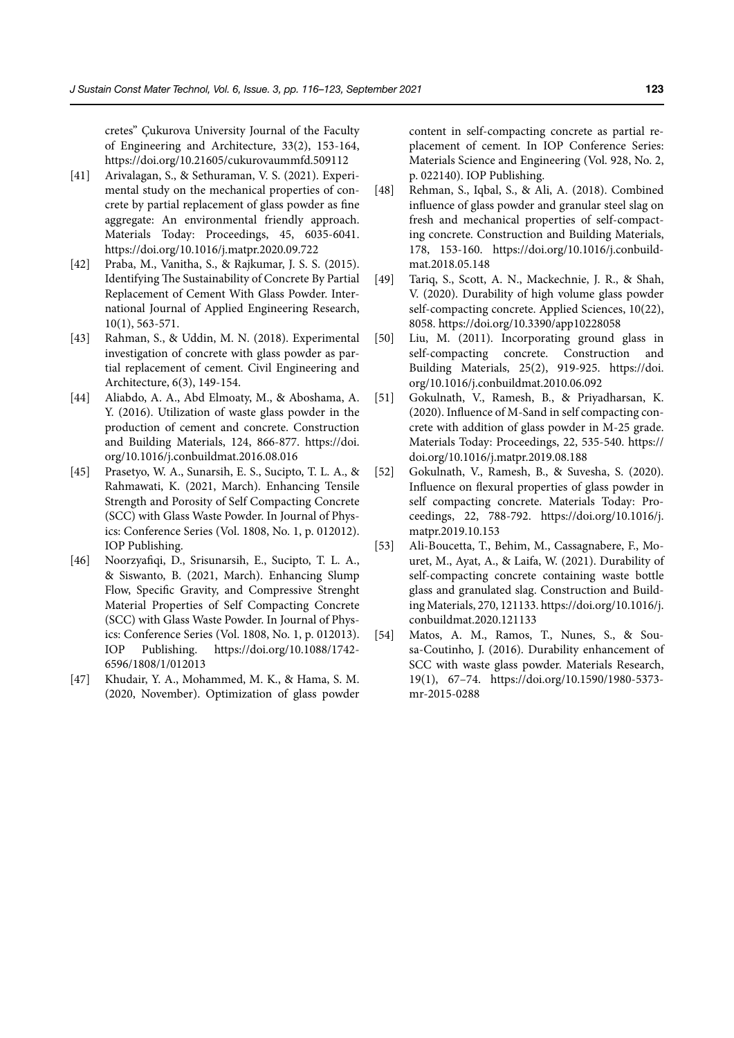cretes" Çukurova University Journal of the Faculty of Engineering and Architecture, 33(2), 153-164, https://doi.org/10.21605/cukurovaummfd.509112

[41] Arivalagan, S., & Sethuraman, V. S. (2021). Experimental study on the mechanical properties of concrete by partial replacement of glass powder as fine aggregate: An environmental friendly approach. Materials Today: Proceedings, 45, 6035-6041. https://doi.org/10.1016/j.matpr.2020.09.722

[42] Praba, M., Vanitha, S., & Rajkumar, J. S. S. (2015). Identifying The Sustainability of Concrete By Partial Replacement of Cement With Glass Powder. International Journal of Applied Engineering Research, 10(1), 563-571.

[43] Rahman, S., & Uddin, M. N. (2018). Experimental investigation of concrete with glass powder as partial replacement of cement. Civil Engineering and Architecture, 6(3), 149-154.

[44] Aliabdo, A. A., Abd Elmoaty, M., & Aboshama, A. Y. (2016). Utilization of waste glass powder in the production of cement and concrete. Construction and Building Materials, 124, 866-877. https://doi.org/10.1016/j.conbuildmat.2016.08.016

[45] Prasetyo, W. A., Sunarsih, E. S., Sucipto, T. L. A., & Rahmawati, K. (2021, March). Enhancing Tensile Strength and Porosity of Self Compacting Concrete (SCC) with Glass Waste Powder. In Journal of Physics: Conference Series (Vol. 1808, No. 1, p. 012012). IOP Publishing.

[46] Noorzyafiqi, D., Srisunarsih, E., Sucipto, T. L. A., & Siswanto, B. (2021, March). Enhancing Slump Flow, Specific Gravity, and Compressive Strenght Material Properties of Self Compacting Concrete (SCC) with Glass Waste Powder. In Journal of Physics: Conference Series (Vol. 1808, No. 1, p. 012013). IOP Publishing. https://doi.org/10.1088/1742-6596/1808/1/012013

[47] Khudair, Y. A., Mohammed, M. K., & Hama, S. M. (2020, November). Optimization of glass powder content in self-compacting concrete as partial replacement of cement. In IOP Conference Series: Materials Science and Engineering (Vol. 928, No. 2, p. 022140). IOP Publishing.

[48] Rehman, S., Iqbal, S., & Ali, A. (2018). Combined influence of glass powder and granular steel slag on fresh and mechanical properties of self-compacting concrete. Construction and Building Materials, 178, 153-160. https://doi.org/10.1016/j.conbuildmat.2018.05.148

[49] Tariq, S., Scott, A. N., Mackechnie, J. R., & Shah, V. (2020). Durability of high volume glass powder self-compacting concrete. Applied Sciences, 10(22), 8058. https://doi.org/10.3390/app10228058

[50] Liu, M. (2011). Incorporating ground glass in self-compacting concrete. Construction and Building Materials, 25(2), 919-925. https://doi.org/10.1016/j.conbuildmat.2010.06.092

[51] Gokulnath, V., Ramesh, B., & Priyadharsan, K. (2020). Influence of M-Sand in self compacting concrete with addition of glass powder in M-25 grade. Materials Today: Proceedings, 22, 535-540. https://doi.org/10.1016/j.matpr.2019.08.188

[52] Gokulnath, V., Ramesh, B., & Suvesha, S. (2020). Influence on flexural properties of glass powder in self compacting concrete. Materials Today: Proceedings, 22, 788-792. https://doi.org/10.1016/j.matpr.2019.10.153

[53] Ali-Boucetta, T., Behim, M., Cassagnabere, F., Mouret, M., Ayat, A., & Laifa, W. (2021). Durability of self-compacting concrete containing waste bottle glass and granulated slag. Construction and Building Materials, 270, 121133. https://doi.org/10.1016/j.conbuildmat.2020.121133

[54] Matos, A. M., Ramos, T., Nunes, S., & Sousa-Coutinho, J. (2016). Durability enhancement of SCC with waste glass powder. Materials Research, 19(1), 67–74. https://doi.org/10.1590/1980-5373-mr-2015-0288